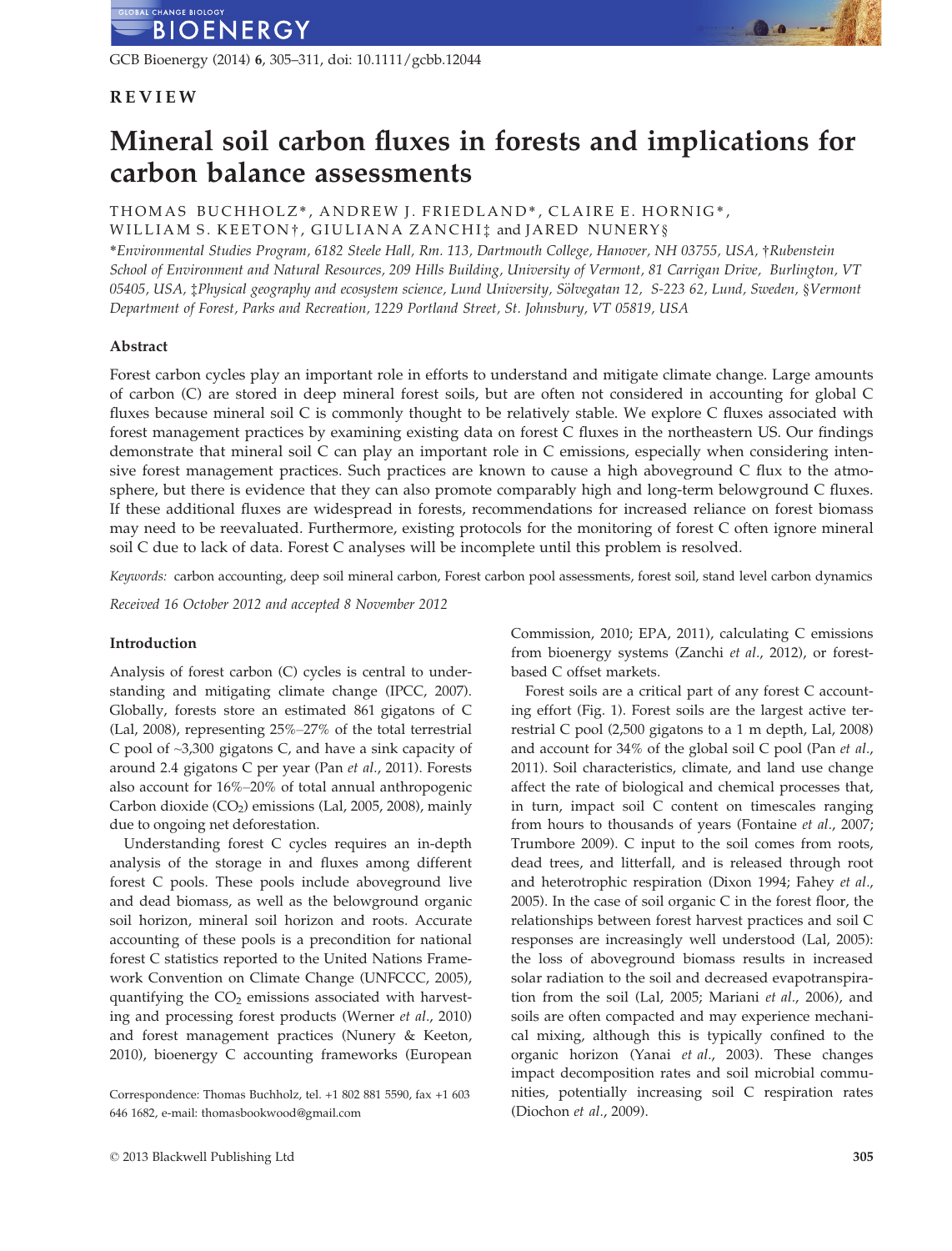## REVIEW

# Mineral soil carbon fluxes in forests and implications for carbon balance assessments

THOMAS BUCHHOLZ*, ANDREW J. FRIEDLAND*, CLAIRE E. HORNIG*, WILLIAM S. KEETON†, GIULIANA ZANCHI‡ and JARED NUNERY§

*Environmental Studies Program, 6182 Steele Hall, Rm. 113, Dartmouth College, Hanover, NH 03755, USA, †Rubenstein School of Environment and Natural Resources, 209 Hills Building, University of Vermont, 81 Carrigan Drive, Burlington, VT 05405, USA, ‡Physical geography and ecosystem science, Lund University, Sölvegatan 12, S-223 62, Lund, Sweden, §Vermont Department of Forest, Parks and Recreation, 1229 Portland Street, St. Johnsbury, VT 05819, USA*

### Abstract

Forest carbon cycles play an important role in efforts to understand and mitigate climate change. Large amounts of carbon (C) are stored in deep mineral forest soils, but are often not considered in accounting for global C fluxes because mineral soil C is commonly thought to be relatively stable. We explore C fluxes associated with forest management practices by examining existing data on forest C fluxes in the northeastern US. Our findings demonstrate that mineral soil C can play an important role in C emissions, especially when considering intensive forest management practices. Such practices are known to cause a high aboveground C flux to the atmosphere, but there is evidence that they can also promote comparably high and long-term belowground C fluxes. If these additional fluxes are widespread in forests, recommendations for increased reliance on forest biomass may need to be reevaluated. Furthermore, existing protocols for the monitoring of forest C often ignore mineral soil C due to lack of data. Forest C analyses will be incomplete until this problem is resolved.

*Keywords:* carbon accounting, deep soil mineral carbon, Forest carbon pool assessments, forest soil, stand level carbon dynamics

*Received 16 October 2012 and accepted 8 November 2012*

### Introduction

Analysis of forest carbon (C) cycles is central to understanding and mitigating climate change (IPCC, 2007). Globally, forests store an estimated 861 gigatons of C (Lal, 2008), representing 25%–27% of the total terrestrial C pool of ~3,300 gigatons C, and have a sink capacity of around 2.4 gigatons C per year (Pan *et al.*, 2011). Forests also account for 16%–20% of total annual anthropogenic Carbon dioxide ($CO_2$) emissions (Lal, 2005, 2008), mainly due to ongoing net deforestation.

Understanding forest C cycles requires an in-depth analysis of the storage in and fluxes among different forest C pools. These pools include aboveground live and dead biomass, as well as the belowground organic soil horizon, mineral soil horizon and roots. Accurate accounting of these pools is a precondition for national forest C statistics reported to the United Nations Framework Convention on Climate Change (UNFCCC, 2005), quantifying the $CO_2$ emissions associated with harvesting and processing forest products (Werner *et al.*, 2010) and forest management practices (Nunery & Keeton, 2010), bioenergy C accounting frameworks (European Commission, 2010; EPA, 2011), calculating C emissions from bioenergy systems (Zanchi *et al.*, 2012), or forest-based C offset markets.

Forest soils are a critical part of any forest C accounting effort (Fig. 1). Forest soils are the largest active terrestrial C pool (2,500 gigatons to a 1 m depth, Lal, 2008) and account for 34% of the global soil C pool (Pan *et al.*, 2011). Soil characteristics, climate, and land use change affect the rate of biological and chemical processes that, in turn, impact soil C content on timescales ranging from hours to thousands of years (Fontaine *et al.*, 2007; Trumbore 2009). C input to the soil comes from roots, dead trees, and litterfall, and is released through root and heterotrophic respiration (Dixon 1994; Fahey *et al.*, 2005). In the case of soil organic C in the forest floor, the relationships between forest harvest practices and soil C responses are increasingly well understood (Lal, 2005): the loss of aboveground biomass results in increased solar radiation to the soil and decreased evapotranspiration from the soil (Lal, 2005; Mariani *et al.*, 2006), and soils are often compacted and may experience mechanical mixing, although this is typically confined to the organic horizon (Yanai *et al.*, 2003). These changes impact decomposition rates and soil microbial communities, potentially increasing soil C respiration rates (Diochon *et al.*, 2009).

Correspondence: Thomas Buchholz, tel. +1 802 881 5590, fax +1 603 646 1682, e-mail: thomasbookwood@gmail.com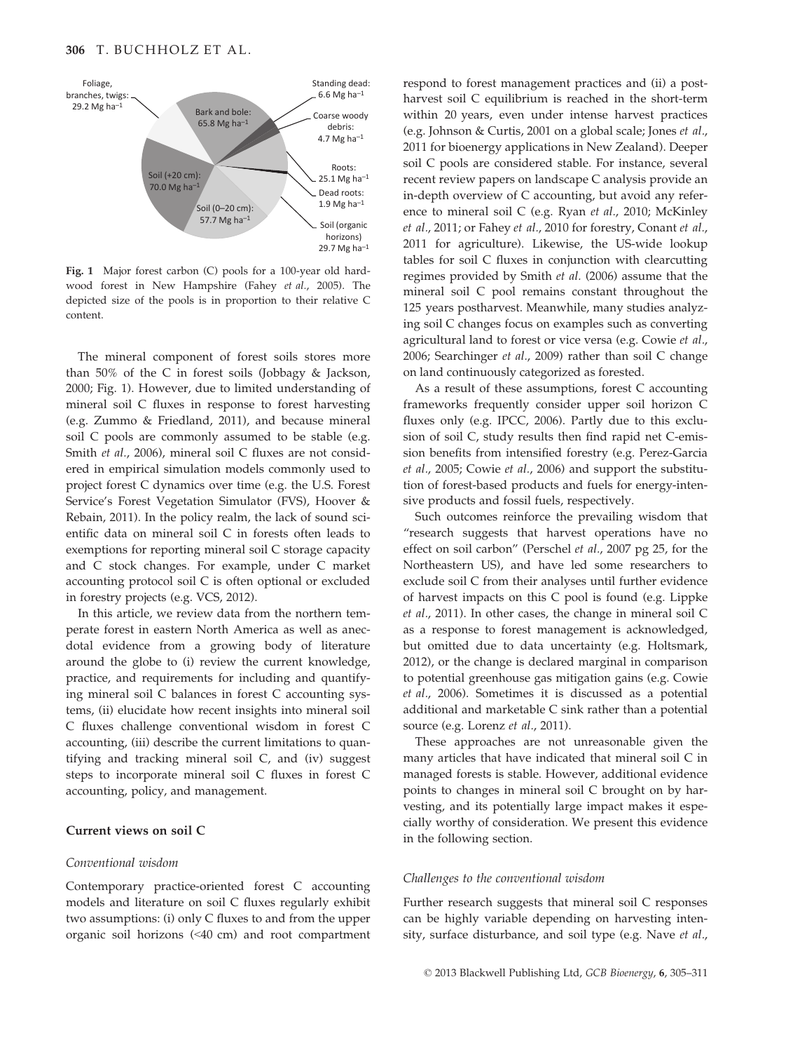Fig. 1 Major forest carbon (C) pools for a 100-year old hardwood forest in New Hampshire (Fahey *et al*., 2005). The depicted size of the pools is in proportion to their relative C content.

The mineral component of forest soils stores more than 50% of the C in forest soils (Jobbagy & Jackson, 2000; Fig. 1). However, due to limited understanding of mineral soil C fluxes in response to forest harvesting (e.g. Zummo & Friedland, 2011), and because mineral soil C pools are commonly assumed to be stable (e.g. Smith *et al*., 2006), mineral soil C fluxes are not considered in empirical simulation models commonly used to project forest C dynamics over time (e.g. the U.S. Forest Service's Forest Vegetation Simulator (FVS), Hoover & Rebain, 2011). In the policy realm, the lack of sound scientific data on mineral soil C in forests often leads to exemptions for reporting mineral soil C storage capacity and C stock changes. For example, under C market accounting protocol soil C is often optional or excluded in forestry projects (e.g. VCS, 2012).

In this article, we review data from the northern temperate forest in eastern North America as well as anecdotal evidence from a growing body of literature around the globe to (i) review the current knowledge, practice, and requirements for including and quantifying mineral soil C balances in forest C accounting systems, (ii) elucidate how recent insights into mineral soil C fluxes challenge conventional wisdom in forest C accounting, (iii) describe the current limitations to quantifying and tracking mineral soil C, and (iv) suggest steps to incorporate mineral soil C fluxes in forest C accounting, policy, and management.

## Current views on soil C

### *Conventional wisdom*

Contemporary practice-oriented forest C accounting models and literature on soil C fluxes regularly exhibit two assumptions: (i) only C fluxes to and from the upper organic soil horizons (<40 cm) and root compartment respond to forest management practices and (ii) a post-harvest soil C equilibrium is reached in the short-term within 20 years, even under intense harvest practices (e.g. Johnson & Curtis, 2001 on a global scale; Jones *et al*., 2011 for bioenergy applications in New Zealand). Deeper soil C pools are considered stable. For instance, several recent review papers on landscape C analysis provide an in-depth overview of C accounting, but avoid any reference to mineral soil C (e.g. Ryan *et al*., 2010; McKinley *et al*., 2011; or Fahey *et al*., 2010 for forestry, Conant *et al*., 2011 for agriculture). Likewise, the US-wide lookup tables for soil C fluxes in conjunction with clearcutting regimes provided by Smith *et al*. (2006) assume that the mineral soil C pool remains constant throughout the 125 years postharvest. Meanwhile, many studies analyzing soil C changes focus on examples such as converting agricultural land to forest or vice versa (e.g. Cowie *et al*., 2006; Searchinger *et al*., 2009) rather than soil C change on land continuously categorized as forested.

As a result of these assumptions, forest C accounting frameworks frequently consider upper soil horizon C fluxes only (e.g. IPCC, 2006). Partly due to this exclusion of soil C, study results then find rapid net C-emission benefits from intensified forestry (e.g. Perez-Garcia *et al*., 2005; Cowie *et al*., 2006) and support the substitution of forest-based products and fuels for energy-intensive products and fossil fuels, respectively.

Such outcomes reinforce the prevailing wisdom that "research suggests that harvest operations have no effect on soil carbon" (Perschel *et al*., 2007 pg 25, for the Northeastern US), and have led some researchers to exclude soil C from their analyses until further evidence of harvest impacts on this C pool is found (e.g. Lippke *et al*., 2011). In other cases, the change in mineral soil C as a response to forest management is acknowledged, but omitted due to data uncertainty (e.g. Holtsmark, 2012), or the change is declared marginal in comparison to potential greenhouse gas mitigation gains (e.g. Cowie *et al*., 2006). Sometimes it is discussed as a potential additional and marketable C sink rather than a potential source (e.g. Lorenz *et al*., 2011).

These approaches are not unreasonable given the many articles that have indicated that mineral soil C in managed forests is stable. However, additional evidence points to changes in mineral soil C brought on by harvesting, and its potentially large impact makes it especially worthy of consideration. We present this evidence in the following section.

### *Challenges to the conventional wisdom*

Further research suggests that mineral soil C responses can be highly variable depending on harvesting intensity, surface disturbance, and soil type (e.g. Nave *et al*.,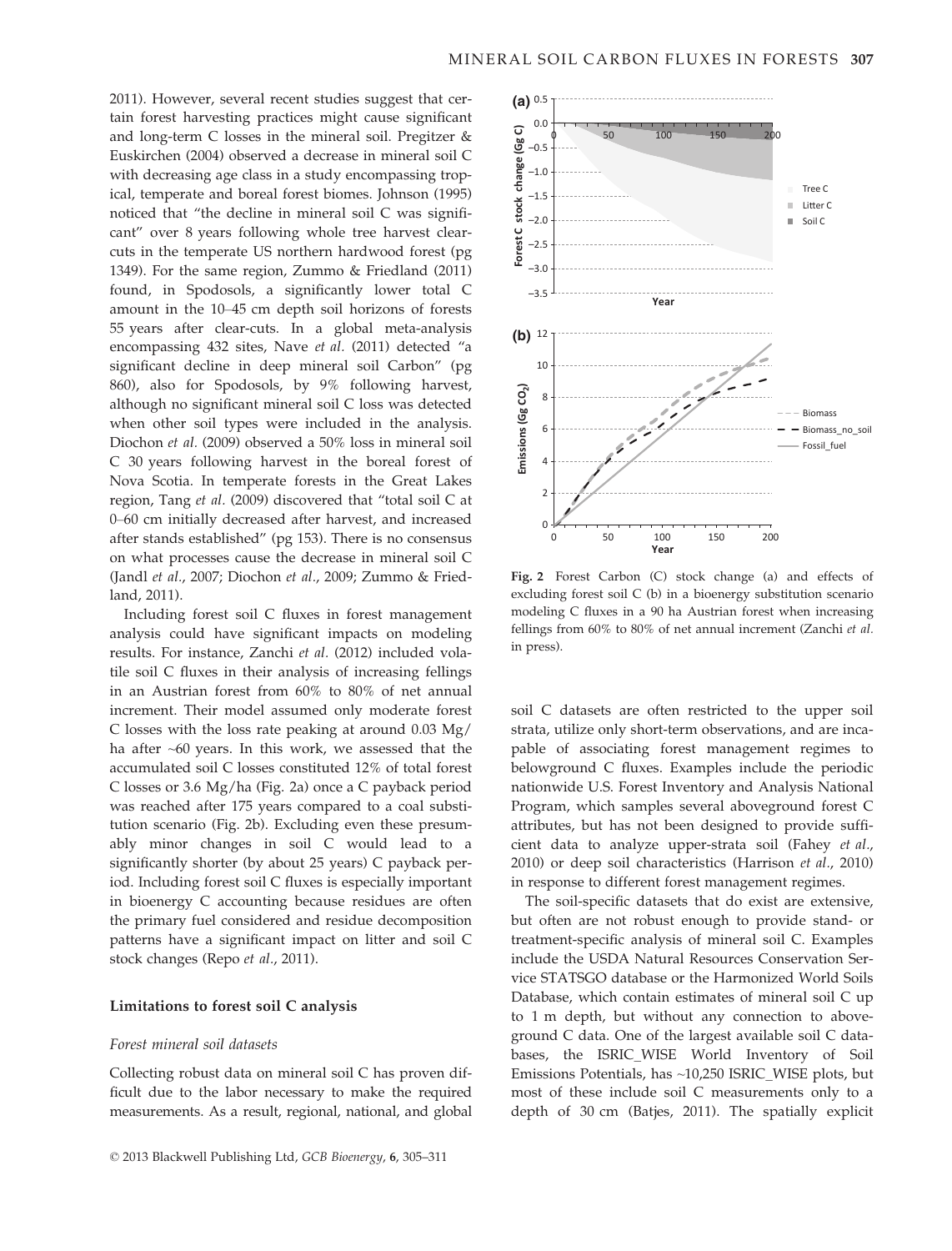2011). However, several recent studies suggest that certain forest harvesting practices might cause significant and long-term C losses in the mineral soil. Pregitzer & Euskirchen (2004) observed a decrease in mineral soil C with decreasing age class in a study encompassing tropical, temperate and boreal forest biomes. Johnson (1995) noticed that "the decline in mineral soil C was significant" over 8 years following whole tree harvest clearcuts in the temperate US northern hardwood forest (pg 1349). For the same region, Zummo & Friedland (2011) found, in Spodosols, a significantly lower total C amount in the 10–45 cm depth soil horizons of forests 55 years after clear-cuts. In a global meta-analysis encompassing 432 sites, Nave *et al.* (2011) detected "a significant decline in deep mineral soil Carbon" (pg 860), also for Spodosols, by 9% following harvest, although no significant mineral soil C loss was detected when other soil types were included in the analysis. Diochon *et al.* (2009) observed a 50% loss in mineral soil C 30 years following harvest in the boreal forest of Nova Scotia. In temperate forests in the Great Lakes region, Tang *et al.* (2009) discovered that "total soil C at 0–60 cm initially decreased after harvest, and increased after stands established" (pg 153). There is no consensus on what processes cause the decrease in mineral soil C (Jandl *et al.*, 2007; Diochon *et al.*, 2009; Zummo & Friedland, 2011).

Including forest soil C fluxes in forest management analysis could have significant impacts on modeling results. For instance, Zanchi *et al.* (2012) included volatile soil C fluxes in their analysis of increasing fellings in an Austrian forest from 60% to 80% of net annual increment. Their model assumed only moderate forest C losses with the loss rate peaking at around 0.03 Mg/ha after ~60 years. In this work, we assessed that the accumulated soil C losses constituted 12% of total forest C losses or 3.6 Mg/ha (Fig. 2a) once a C payback period was reached after 175 years compared to a coal substitution scenario (Fig. 2b). Excluding even these presumably minor changes in soil C would lead to a significantly shorter (by about 25 years) C payback period. Including forest soil C fluxes is especially important in bioenergy C accounting because residues are often the primary fuel considered and residue decomposition patterns have a significant impact on litter and soil C stock changes (Repo *et al.*, 2011).

Fig. 2 Forest Carbon (C) stock change (a) and effects of excluding forest soil C (b) in a bioenergy substitution scenario modeling C fluxes in a 90 ha Austrian forest when increasing fellings from 60% to 80% of net annual increment (Zanchi *et al.* in press).

## Limitations to forest soil C analysis

### *Forest mineral soil datasets*

Collecting robust data on mineral soil C has proven difficult due to the labor necessary to make the required measurements. As a result, regional, national, and global soil C datasets are often restricted to the upper soil strata, utilize only short-term observations, and are incapable of associating forest management regimes to belowground C fluxes. Examples include the periodic nationwide U.S. Forest Inventory and Analysis National Program, which samples several aboveground forest C attributes, but has not been designed to provide sufficient data to analyze upper-strata soil (Fahey *et al.*, 2010) or deep soil characteristics (Harrison *et al.*, 2010) in response to different forest management regimes.

The soil-specific datasets that do exist are extensive, but often are not robust enough to provide stand- or treatment-specific analysis of mineral soil C. Examples include the USDA Natural Resources Conservation Service STATSGO database or the Harmonized World Soils Database, which contain estimates of mineral soil C up to 1 m depth, but without any connection to aboveground C data. One of the largest available soil C databases, the ISRIC_WISE World Inventory of Soil Emissions Potentials, has ~10,250 ISRIC_WISE plots, but most of these include soil C measurements only to a depth of 30 cm (Batjes, 2011). The spatially explicit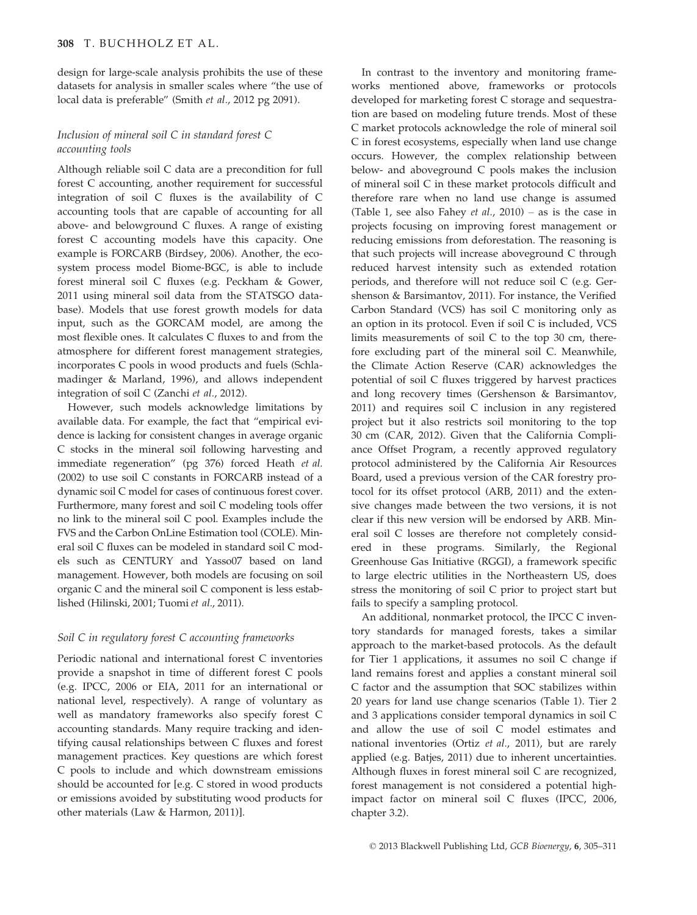design for large-scale analysis prohibits the use of these datasets for analysis in smaller scales where "the use of local data is preferable" (Smith *et al*., 2012 pg 2091).

### *Inclusion of mineral soil C in standard forest C accounting tools*

Although reliable soil C data are a precondition for full forest C accounting, another requirement for successful integration of soil C fluxes is the availability of C accounting tools that are capable of accounting for all above- and belowground C fluxes. A range of existing forest C accounting models have this capacity. One example is FORCARB (Birdsey, 2006). Another, the ecosystem process model Biome-BGC, is able to include forest mineral soil C fluxes (e.g. Peckham & Gower, 2011 using mineral soil data from the STATSGO database). Models that use forest growth models for data input, such as the GORCAM model, are among the most flexible ones. It calculates C fluxes to and from the atmosphere for different forest management strategies, incorporates C pools in wood products and fuels (Schlamadinger & Marland, 1996), and allows independent integration of soil C (Zanchi *et al*., 2012).

However, such models acknowledge limitations by available data. For example, the fact that "empirical evidence is lacking for consistent changes in average organic C stocks in the mineral soil following harvesting and immediate regeneration" (pg 376) forced Heath *et al.* (2002) to use soil C constants in FORCARB instead of a dynamic soil C model for cases of continuous forest cover. Furthermore, many forest and soil C modeling tools offer no link to the mineral soil C pool. Examples include the FVS and the Carbon OnLine Estimation tool (COLE). Mineral soil C fluxes can be modeled in standard soil C models such as CENTURY and Yasso07 based on land management. However, both models are focusing on soil organic C and the mineral soil C component is less established (Hilinski, 2001; Tuomi *et al*., 2011).

### *Soil C in regulatory forest C accounting frameworks*

Periodic national and international forest C inventories provide a snapshot in time of different forest C pools (e.g. IPCC, 2006 or EIA, 2011 for an international or national level, respectively). A range of voluntary as well as mandatory frameworks also specify forest C accounting standards. Many require tracking and identifying causal relationships between C fluxes and forest management practices. Key questions are which forest C pools to include and which downstream emissions should be accounted for [e.g. C stored in wood products or emissions avoided by substituting wood products for other materials (Law & Harmon, 2011)].

In contrast to the inventory and monitoring frameworks mentioned above, frameworks or protocols developed for marketing forest C storage and sequestration are based on modeling future trends. Most of these C market protocols acknowledge the role of mineral soil C in forest ecosystems, especially when land use change occurs. However, the complex relationship between below- and aboveground C pools makes the inclusion of mineral soil C in these market protocols difficult and therefore rare when no land use change is assumed (Table 1, see also Fahey *et al*., 2010) – as is the case in projects focusing on improving forest management or reducing emissions from deforestation. The reasoning is that such projects will increase aboveground C through reduced harvest intensity such as extended rotation periods, and therefore will not reduce soil C (e.g. Gershenson & Barsimantov, 2011). For instance, the Verified Carbon Standard (VCS) has soil C monitoring only as an option in its protocol. Even if soil C is included, VCS limits measurements of soil C to the top 30 cm, therefore excluding part of the mineral soil C. Meanwhile, the Climate Action Reserve (CAR) acknowledges the potential of soil C fluxes triggered by harvest practices and long recovery times (Gershenson & Barsimantov, 2011) and requires soil C inclusion in any registered project but it also restricts soil monitoring to the top 30 cm (CAR, 2012). Given that the California Compliance Offset Program, a recently approved regulatory protocol administered by the California Air Resources Board, used a previous version of the CAR forestry protocol for its offset protocol (ARB, 2011) and the extensive changes made between the two versions, it is not clear if this new version will be endorsed by ARB. Mineral soil C losses are therefore not completely considered in these programs. Similarly, the Regional Greenhouse Gas Initiative (RGGI), a framework specific to large electric utilities in the Northeastern US, does stress the monitoring of soil C prior to project start but fails to specify a sampling protocol.

An additional, nonmarket protocol, the IPCC C inventory standards for managed forests, takes a similar approach to the market-based protocols. As the default for Tier 1 applications, it assumes no soil C change if land remains forest and applies a constant mineral soil C factor and the assumption that SOC stabilizes within 20 years for land use change scenarios (Table 1). Tier 2 and 3 applications consider temporal dynamics in soil C and allow the use of soil C model estimates and national inventories (Ortiz *et al*., 2011), but are rarely applied (e.g. Batjes, 2011) due to inherent uncertainties. Although fluxes in forest mineral soil C are recognized, forest management is not considered a potential high-impact factor on mineral soil C fluxes (IPCC, 2006, chapter 3.2).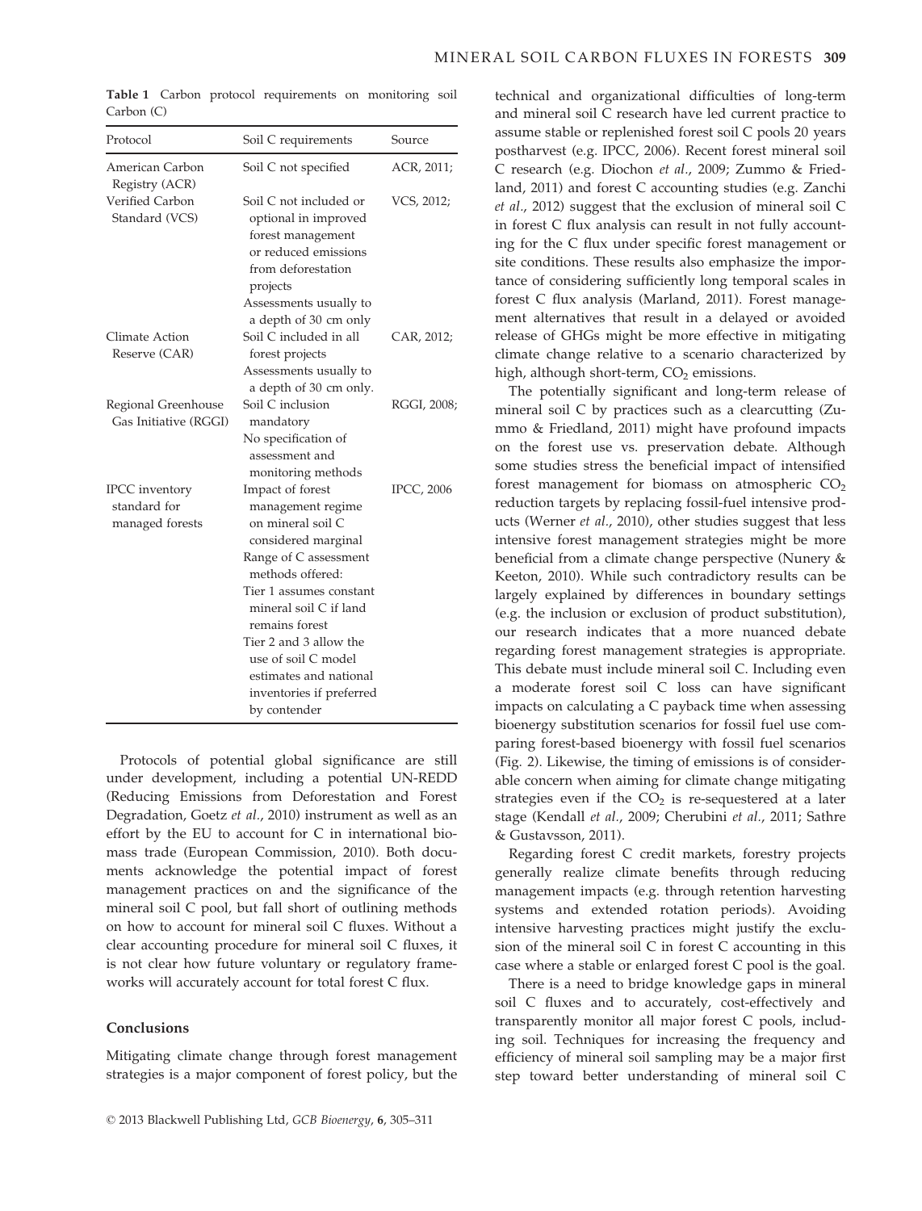**Table 1** Carbon protocol requirements on monitoring soil Carbon (C)

| Protocol | Soil C requirements | Source |
|---|---|---|
| American Carbon Registry (ACR) | Soil C not specified | ACR, 2011; |
| Verified Carbon Standard (VCS) | Soil C not included or optional in improved forest management or reduced emissions from deforestation projects<br>Assessments usually to a depth of 30 cm only | VCS, 2012; |
| Climate Action Reserve (CAR) | Soil C included in all forest projects<br>Assessments usually to a depth of 30 cm only. | CAR, 2012; |
| Regional Greenhouse Gas Initiative (RGGI) | Soil C inclusion mandatory<br>No specification of assessment and monitoring methods | RGGI, 2008; |
| IPCC inventory standard for managed forests | Impact of forest management regime on mineral soil C considered marginal<br>Range of C assessment methods offered:<br>Tier 1 assumes constant mineral soil C if land remains forest<br>Tier 2 and 3 allow the use of soil C model estimates and national inventories if preferred by contender | IPCC, 2006 |

Protocols of potential global significance are still under development, including a potential UN-REDD (Reducing Emissions from Deforestation and Forest Degradation, Goetz *et al.*, 2010) instrument as well as an effort by the EU to account for C in international biomass trade (European Commission, 2010). Both documents acknowledge the potential impact of forest management practices on and the significance of the mineral soil C pool, but fall short of outlining methods on how to account for mineral soil C fluxes. Without a clear accounting procedure for mineral soil C fluxes, it is not clear how future voluntary or regulatory frameworks will accurately account for total forest C flux.

## Conclusions

Mitigating climate change through forest management strategies is a major component of forest policy, but the technical and organizational difficulties of long-term and mineral soil C research have led current practice to assume stable or replenished forest soil C pools 20 years postharvest (e.g. IPCC, 2006). Recent forest mineral soil C research (e.g. Diochon *et al.*, 2009; Zummo & Friedland, 2011) and forest C accounting studies (e.g. Zanchi *et al.*, 2012) suggest that the exclusion of mineral soil C in forest C flux analysis can result in not fully accounting for the C flux under specific forest management or site conditions. These results also emphasize the importance of considering sufficiently long temporal scales in forest C flux analysis (Marland, 2011). Forest management alternatives that result in a delayed or avoided release of GHGs might be more effective in mitigating climate change relative to a scenario characterized by high, although short-term, $CO_2$ emissions.

The potentially significant and long-term release of mineral soil C by practices such as a clearcutting (Zummo & Friedland, 2011) might have profound impacts on the forest use vs. preservation debate. Although some studies stress the beneficial impact of intensified forest management for biomass on atmospheric $CO_2$ reduction targets by replacing fossil-fuel intensive products (Werner *et al.*, 2010), other studies suggest that less intensive forest management strategies might be more beneficial from a climate change perspective (Nunery & Keeton, 2010). While such contradictory results can be largely explained by differences in boundary settings (e.g. the inclusion or exclusion of product substitution), our research indicates that a more nuanced debate regarding forest management strategies is appropriate. This debate must include mineral soil C. Including even a moderate forest soil C loss can have significant impacts on calculating a C payback time when assessing bioenergy substitution scenarios for fossil fuel use comparing forest-based bioenergy with fossil fuel scenarios (Fig. 2). Likewise, the timing of emissions is of considerable concern when aiming for climate change mitigating strategies even if the $CO_2$ is re-sequestered at a later stage (Kendall *et al.*, 2009; Cherubini *et al.*, 2011; Sathre & Gustavsson, 2011).

Regarding forest C credit markets, forestry projects generally realize climate benefits through reducing management impacts (e.g. through retention harvesting systems and extended rotation periods). Avoiding intensive harvesting practices might justify the exclusion of the mineral soil C in forest C accounting in this case where a stable or enlarged forest C pool is the goal.

There is a need to bridge knowledge gaps in mineral soil C fluxes and to accurately, cost-effectively and transparently monitor all major forest C pools, including soil. Techniques for increasing the frequency and efficiency of mineral soil sampling may be a major first step toward better understanding of mineral soil C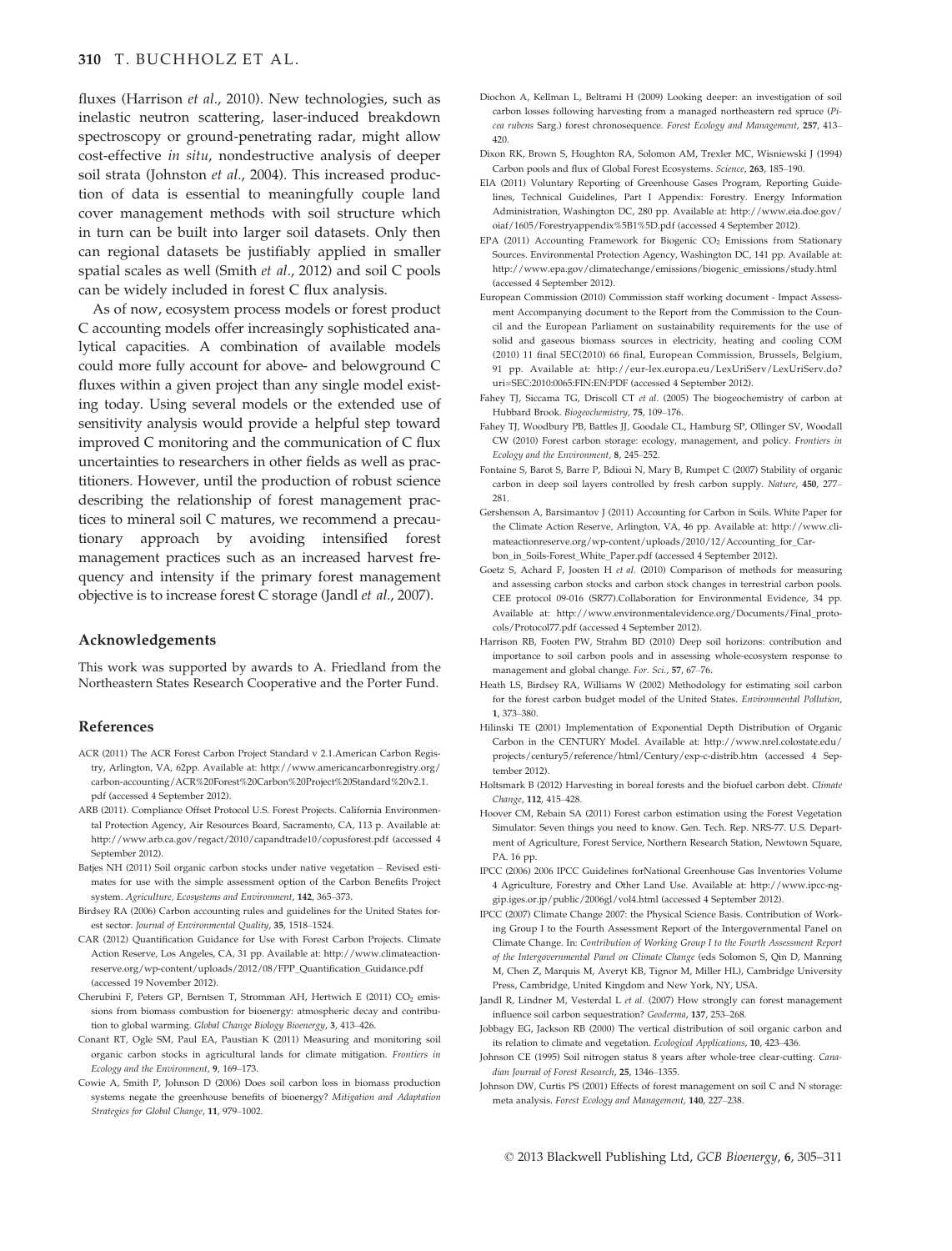fluxes (Harrison *et al*., 2010). New technologies, such as inelastic neutron scattering, laser-induced breakdown spectroscopy or ground-penetrating radar, might allow cost-effective *in situ*, nondestructive analysis of deeper soil strata (Johnston *et al*., 2004). This increased production of data is essential to meaningfully couple land cover management methods with soil structure which in turn can be built into larger soil datasets. Only then can regional datasets be justifiably applied in smaller spatial scales as well (Smith *et al*., 2012) and soil C pools can be widely included in forest C flux analysis.

As of now, ecosystem process models or forest product C accounting models offer increasingly sophisticated analytical capacities. A combination of available models could more fully account for above- and belowground C fluxes within a given project than any single model existing today. Using several models or the extended use of sensitivity analysis would provide a helpful step toward improved C monitoring and the communication of C flux uncertainties to researchers in other fields as well as practitioners. However, until the production of robust science describing the relationship of forest management practices to mineral soil C matures, we recommend a precautionary approach by avoiding intensified forest management practices such as an increased harvest frequency and intensity if the primary forest management objective is to increase forest C storage (Jandl *et al*., 2007).

## Acknowledgements

This work was supported by awards to A. Friedland from the Northeastern States Research Cooperative and the Porter Fund.

## References

ACR (2011) The ACR Forest Carbon Project Standard v 2.1.American Carbon Registry, Arlington, VA, 62pp. Available at: http://www.americancarbonregistry.org/carbon-accounting/ACR%20Forest%20Carbon%20Project%20Standard%20v2.1.pdf (accessed 4 September 2012).

ARB (2011). Compliance Offset Protocol U.S. Forest Projects. California Environmental Protection Agency, Air Resources Board, Sacramento, CA, 113 p. Available at: http://www.arb.ca.gov/regact/2010/capandtrade10/copusforest.pdf (accessed 4 September 2012).

Batjes NH (2011) Soil organic carbon stocks under native vegetation – Revised estimates for use with the simple assessment option of the Carbon Benefits Project system. *Agriculture, Ecosystems and Environment*, **142**, 365–373.

Birdsey RA (2006) Carbon accounting rules and guidelines for the United States forest sector. *Journal of Environmental Quality*, **35**, 1518–1524.

CAR (2012) Quantification Guidance for Use with Forest Carbon Projects. Climate Action Reserve, Los Angeles, CA, 31 pp. Available at: http://www.climateactionreserve.org/wp-content/uploads/2012/08/FPP_Quantification_Guidance.pdf (accessed 19 November 2012).

Cherubini F, Peters GP, Berntsen T, Stromman AH, Hertwich E (2011) $CO_2$ emissions from biomass combustion for bioenergy: atmospheric decay and contribution to global warming. *Global Change Biology Bioenergy*, **3**, 413–426.

Conant RT, Ogle SM, Paul EA, Paustian K (2011) Measuring and monitoring soil organic carbon stocks in agricultural lands for climate mitigation. *Frontiers in Ecology and the Environment*, **9**, 169–173.

Cowie A, Smith P, Johnson D (2006) Does soil carbon loss in biomass production systems negate the greenhouse benefits of bioenergy? *Mitigation and Adaptation Strategies for Global Change*, **11**, 979–1002.

Diochon A, Kellman L, Beltrami H (2009) Looking deeper: an investigation of soil carbon losses following harvesting from a managed northeastern red spruce (*Picea rubens* Sarg.) forest chronosequence. *Forest Ecology and Management*, **257**, 413–420.

Dixon RK, Brown S, Houghton RA, Solomon AM, Trexler MC, Wisniewski J (1994) Carbon pools and flux of Global Forest Ecosystems. *Science*, **263**, 185–190.

EIA (2011) Voluntary Reporting of Greenhouse Gases Program, Reporting Guidelines, Technical Guidelines, Part I Appendix: Forestry. Energy Information Administration, Washington DC, 280 pp. Available at: http://www.eia.doe.gov/oiaf/1605/Forestryappendix%5B1%5D.pdf (accessed 4 September 2012).

EPA (2011) Accounting Framework for Biogenic $CO_2$ Emissions from Stationary Sources. Environmental Protection Agency, Washington DC, 141 pp. Available at: http://www.epa.gov/climatechange/emissions/biogenic_emissions/study.html (accessed 4 September 2012).

European Commission (2010) Commission staff working document - Impact Assessment Accompanying document to the Report from the Commission to the Council and the European Parliament on sustainability requirements for the use of solid and gaseous biomass sources in electricity, heating and cooling COM (2010) 11 final SEC(2010) 66 final, European Commission, Brussels, Belgium, 91 pp. Available at: http://eur-lex.europa.eu/LexUriServ/LexUriServ.do?uri=SEC:2010:0065:FIN:EN:PDF (accessed 4 September 2012).

Fahey TJ, Siccama TG, Driscoll CT *et al*. (2005) The biogeochemistry of carbon at Hubbard Brook. *Biogeochemistry*, **75**, 109–176.

Fahey TJ, Woodbury PB, Battles JJ, Goodale CL, Hamburg SP, Ollinger SV, Woodall CW (2010) Forest carbon storage: ecology, management, and policy. *Frontiers in Ecology and the Environment*, **8**, 245–252.

Fontaine S, Barot S, Barre P, Bdioui N, Mary B, Rumpet C (2007) Stability of organic carbon in deep soil layers controlled by fresh carbon supply. *Nature*, **450**, 277–281.

Gershenson A, Barsimantov J (2011) Accounting for Carbon in Soils. White Paper for the Climate Action Reserve, Arlington, VA, 46 pp. Available at: http://www.climateactionreserve.org/wp-content/uploads/2010/12/Accounting_for_Carbon_in_Soils-Forest_White_Paper.pdf (accessed 4 September 2012).

Goetz S, Achard F, Joosten H *et al*. (2010) Comparison of methods for measuring and assessing carbon stocks and carbon stock changes in terrestrial carbon pools. CEE protocol 09-016 (SR77).Collaboration for Environmental Evidence, 34 pp. Available at: http://www.environmentalevidence.org/Documents/Final_protocols/Protocol77.pdf (accessed 4 September 2012).

Harrison RB, Footen PW, Strahm BD (2010) Deep soil horizons: contribution and importance to soil carbon pools and in assessing whole-ecosystem response to management and global change. *For. Sci*., **57**, 67–76.

Heath LS, Birdsey RA, Williams W (2002) Methodology for estimating soil carbon for the forest carbon budget model of the United States. *Environmental Pollution*, **1**, 373–380.

Hilinski TE (2001) Implementation of Exponential Depth Distribution of Organic Carbon in the CENTURY Model. Available at: http://www.nrel.colostate.edu/projects/century5/reference/html/Century/exp-c-distrib.htm (accessed 4 September 2012).

Holtsmark B (2012) Harvesting in boreal forests and the biofuel carbon debt. *Climate Change*, **112**, 415–428.

Hoover CM, Rebain SA (2011) Forest carbon estimation using the Forest Vegetation Simulator: Seven things you need to know. Gen. Tech. Rep. NRS-77. U.S. Department of Agriculture, Forest Service, Northern Research Station, Newtown Square, PA. 16 pp.

IPCC (2006) 2006 IPCC Guidelines forNational Greenhouse Gas Inventories Volume 4 Agriculture, Forestry and Other Land Use. Available at: http://www.ipcc-nggip.iges.or.jp/public/2006gl/vol4.html (accessed 4 September 2012).

IPCC (2007) Climate Change 2007: the Physical Science Basis. Contribution of Working Group I to the Fourth Assessment Report of the Intergovernmental Panel on Climate Change. In: *Contribution of Working Group I to the Fourth Assessment Report of the Intergovernmental Panel on Climate Change* (eds Solomon S, Qin D, Manning M, Chen Z, Marquis M, Averyt KB, Tignor M, Miller HL), Cambridge University Press, Cambridge, United Kingdom and New York, NY, USA.

Jandl R, Lindner M, Vesterdal L *et al*. (2007) How strongly can forest management influence soil carbon sequestration? *Geoderma*, **137**, 253–268.

Jobbagy EG, Jackson RB (2000) The vertical distribution of soil organic carbon and its relation to climate and vegetation. *Ecological Applications*, **10**, 423–436.

Johnson CE (1995) Soil nitrogen status 8 years after whole-tree clear-cutting. *Canadian Journal of Forest Research*, **25**, 1346–1355.

Johnson DW, Curtis PS (2001) Effects of forest management on soil C and N storage: meta analysis. *Forest Ecology and Management*, **140**, 227–238.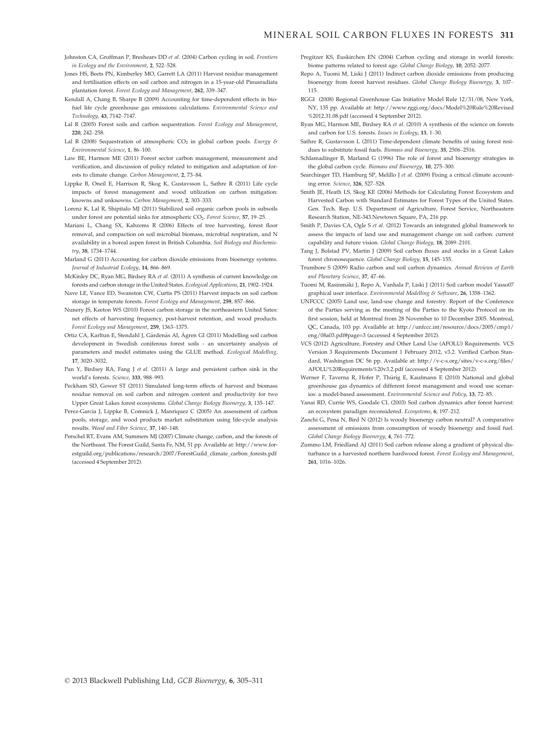Johnston CA, Groffman P, Breshears DD *et al.* (2004) Carbon cycling in soil. *Frontiers in Ecology and the Environment*, **2**, 522–528.

Jones HS, Beets PN, Kimberley MO, Garrett LA (2011) Harvest residue management and fertilisation effects on soil carbon and nitrogen in a 15-year-old Pinusradiata plantation forest. *Forest Ecology and Management*, **262**, 339–347.

Kendall A, Chang B, Sharpe B (2009) Accounting for time-dependent effects in biofuel life cycle greenhouse gas emissions calculations. *Environmental Science and Technology*, **43**, 7142–7147.

Lal R (2005) Forest soils and carbon sequestration. *Forest Ecology and Management*, **220**, 242–258.

Lal R (2008) Sequestration of atmospheric $CO_2$ in global carbon pools. *Energy & Environmental Science*, **1**, 86–100.

Law BE, Harmon ME (2011) Forest sector carbon management, measurement and verification, and discussion of policy related to mitigation and adaptation of forests to climate change. *Carbon Management*, **2**, 73–84.

Lippke B, Oneil E, Harrison R, Skog K, Gustavsson L, Sathre R (2011) Life cycle impacts of forest management and wood utilization on carbon mitigation: knowns and unknowns. *Carbon Management*, **2**, 303–333.

Lorenz K, Lal R, Shipitalo MJ (2011) Stabilized soil organic carbon pools in subsoils under forest are potential sinks for atmospheric $CO_2$. *Forest Science*, **57**, 19–25.

Mariani L, Chang SX, Kabzems R (2006) Effects of tree harvesting, forest floor removal, and compaction on soil microbial biomass, microbial respiration, and N availability in a boreal aspen forest in British Columbia. *Soil Biology and Biochemistry*, **38**, 1734–1744.

Marland G (2011) Accounting for carbon dioxide emissions from bioenergy systems. *Journal of Industrial Ecology*, **14**, 866–869.

McKinley DC, Ryan MG, Birdsey RA *et al.* (2011) A synthesis of current knowledge on forests and carbon storage in the United States. *Ecological Applications*, **21**, 1902–1924.

Nave LE, Vance ED, Swanston CW, Curtis PS (2011) Harvest impacts on soil carbon storage in temperate forests. *Forest Ecology and Management*, **259**, 857–866.

Nunery JS, Keeton WS (2010) Forest carbon storage in the northeastern United Sates: net effects of harvesting frequency, post-harvest retention, and wood products. *Forest Ecology and Management*, **259**, 1363–1375.

Ortiz CA, Karltun E, Stendahl J, Gärdenäs AI, Ågren GI (2011) Modelling soil carbon development in Swedish coniferous forest soils - an uncertainty analysis of parameters and model estimates using the GLUE method. *Ecological Modelling*, **17**, 3020–3032.

Pan Y, Birdsey RA, Fang J *et al.* (2011) A large and persistent carbon sink in the world's forests. *Science*, **333**, 988–993.

Peckham SD, Gower ST (2011) Simulated long-term effects of harvest and biomass residue removal on soil carbon and nitrogen content and productivity for two Upper Great Lakes forest ecosystems. *Global Change Biology Bioenergy*, **3**, 135–147.

Perez-Garcia J, Lippke B, Comnick J, Manriquez C (2005) An assessment of carbon pools, storage, and wood products market substitution using life-cycle analysis results. *Wood and Fiber Science*, **37**, 140–148.

Perschel RT, Evans AM, Summers MJ (2007) Climate change, carbon, and the forests of the Northeast. The Forest Guild, Santa Fe, NM, 51 pp. Available at: http://www.forestguild.org/publications/research/2007/ForestGuild_climate_carbon_forests.pdf (accessed 4 September 2012).

Pregitzer KS, Euskirchen EN (2004) Carbon cycling and storage in world forests: biome patterns related to forest age. *Global Change Biology*, **10**, 2052–2077.

Repo A, Tuomi M, Liski J (2011) Indirect carbon dioxide emissions from producing bioenergy from forest harvest residues. *Global Change Biology Bioenergy*, **3**, 107–115.

RGGI (2008) Regional Greenhouse Gas Initiative Model Rule 12/31/08, New York, NY, 135 pp. Available at: http://www.rggi.org/docs/Model%20Rule%20Revised%2012.31.08.pdf (accessed 4 September 2012).

Ryan MG, Harmon ME, Birdsey RA *et al.* (2010) A synthesis of the science on forests and carbon for U.S. forests. *Issues in Ecology*, **13**, 1–30.

Sathre R, Gustavsson L (2011) Time-dependent climate benefits of using forest residues to substitute fossil fuels. *Biomass and Bioenergy*, **35**, 2506–2516.

Schlamadinger B, Marland G (1996) The role of forest and bioenergy strategies in the global carbon cycle. *Biomass and Bioenergy*, **10**, 275–300.

Searchinger TD, Hamburg SP, Melillo J *et al.* (2009) Fixing a critical climate accounting error. *Science*, **326**, 527–528.

Smith JE, Heath LS, Skog KE (2006) Methods for Calculating Forest Ecosystem and Harvested Carbon with Standard Estimates for Forest Types of the United States. Gen. Tech. Rep. U.S. Department of Agriculture, Forest Service, Northeastern Research Station, NE-343.Newtown Square, PA, 216 pp.

Smith P, Davies CA, Ogle S *et al.* (2012) Towards an integrated global framework to assess the impacts of land use and management change on soil carbon: current capability and future vision. *Global Change Biology*, **18**, 2089–2101.

Tang J, Bolstad PV, Martin J (2009) Soil carbon fluxes and stocks in a Great Lakes forest chronosequence. *Global Change Biology*, **15**, 145–155.

Trumbore S (2009) Radio carbon and soil carbon dynamics. *Annual Reviews of Earth and Planetary Science*, **37**, 47–66.

Tuomi M, Rasinmäki J, Repo A, Vanhala P, Liski J (2011) Soil carbon model Yasso07 graphical user interface. *Environmental Modelling & Software*, **26**, 1358–1362.

UNFCCC (2005) Land use, land-use change and forestry. Report of the Conference of the Parties serving as the meeting of the Parties to the Kyoto Protocol on its first session, held at Montreal from 28 November to 10 December 2005. Montreal, QC, Canada, 103 pp. Available at: http://unfccc.int/resource/docs/2005/cmp1/eng/08a03.pdf#page=3 (accessed 4 September 2012).

VCS (2012) Agriculture, Forestry and Other Land Use (AFOLU) Requirements. VCS Version 3 Requirements Document 1 February 2012, v3.2. Verified Carbon Standard, Washington DC 56 pp. Available at: http://v-c-s.org/sites/v-c-s.org/files/AFOLU%20Requirements%20v3.2.pdf (accessed 4 September 2012).

Werner F, Taverna R, Hofer P, Thürig E, Kaufmann E (2010) National and global greenhouse gas dynamics of different forest management and wood use scenarios: a model-based assessment. *Environmental Science and Policy*, **13**, 72–85.

Yanai RD, Currie WS, Goodale CL (2003) Soil carbon dynamics after forest harvest: an ecosystem paradigm reconsidered. *Ecosystems*, **6**, 197–212.

Zanchi G, Pena N, Bird N (2012) Is woody bioenergy carbon neutral? A comparative assessment of emissions from consumption of woody bioenergy and fossil fuel. *Global Change Biology Bioenergy*, **4**, 761–772.

Zummo LM, Friedland AJ (2011) Soil carbon release along a gradient of physical disturbance in a harvested northern hardwood forest. *Forest Ecology and Management*, **261**, 1016–1026.